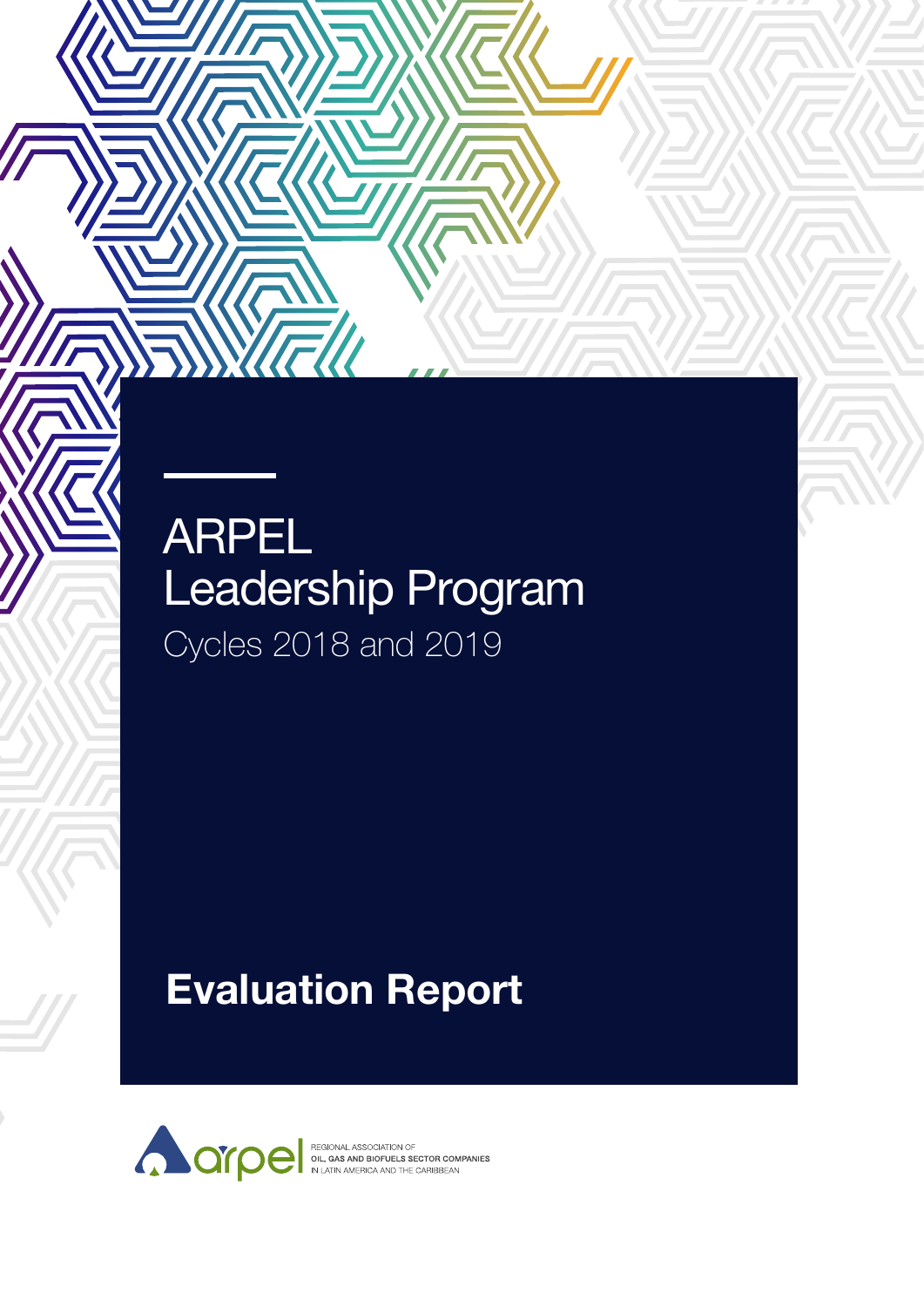# ARPEL Leadership Program

Cycles 2018 and 2019

## Evaluation Report

arpel

REGIONAL ASSOCIATION OF
OIL, GAS AND BIOFUELS SECTOR COMPANIES
IN LATIN AMERICA AND THE CARIBBEAN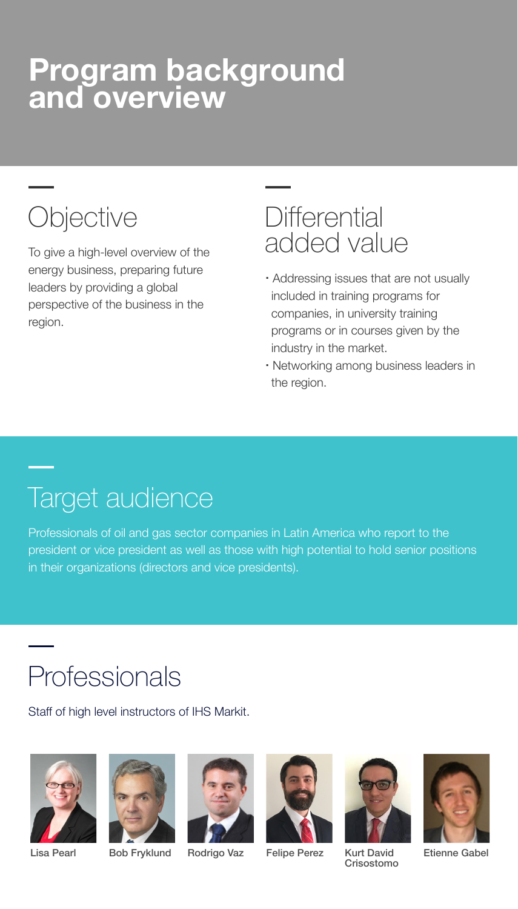# Program background and overview

## Objective

To give a high-level overview of the energy business, preparing future leaders by providing a global perspective of the business in the region.

## Differential added value

- Addressing issues that are not usually included in training programs for companies, in university training programs or in courses given by the industry in the market.
- Networking among business leaders in the region.

## Target audience

Professionals of oil and gas sector companies in Latin America who report to the president or vice president as well as those with high potential to hold senior positions in their organizations (directors and vice presidents).

## Professionals

Staff of high level instructors of IHS Markit.

Lisa Pearl

Bob Fryklund

Rodrigo Vaz

Felipe Perez

Kurt David Crisostomo

Etienne Gabel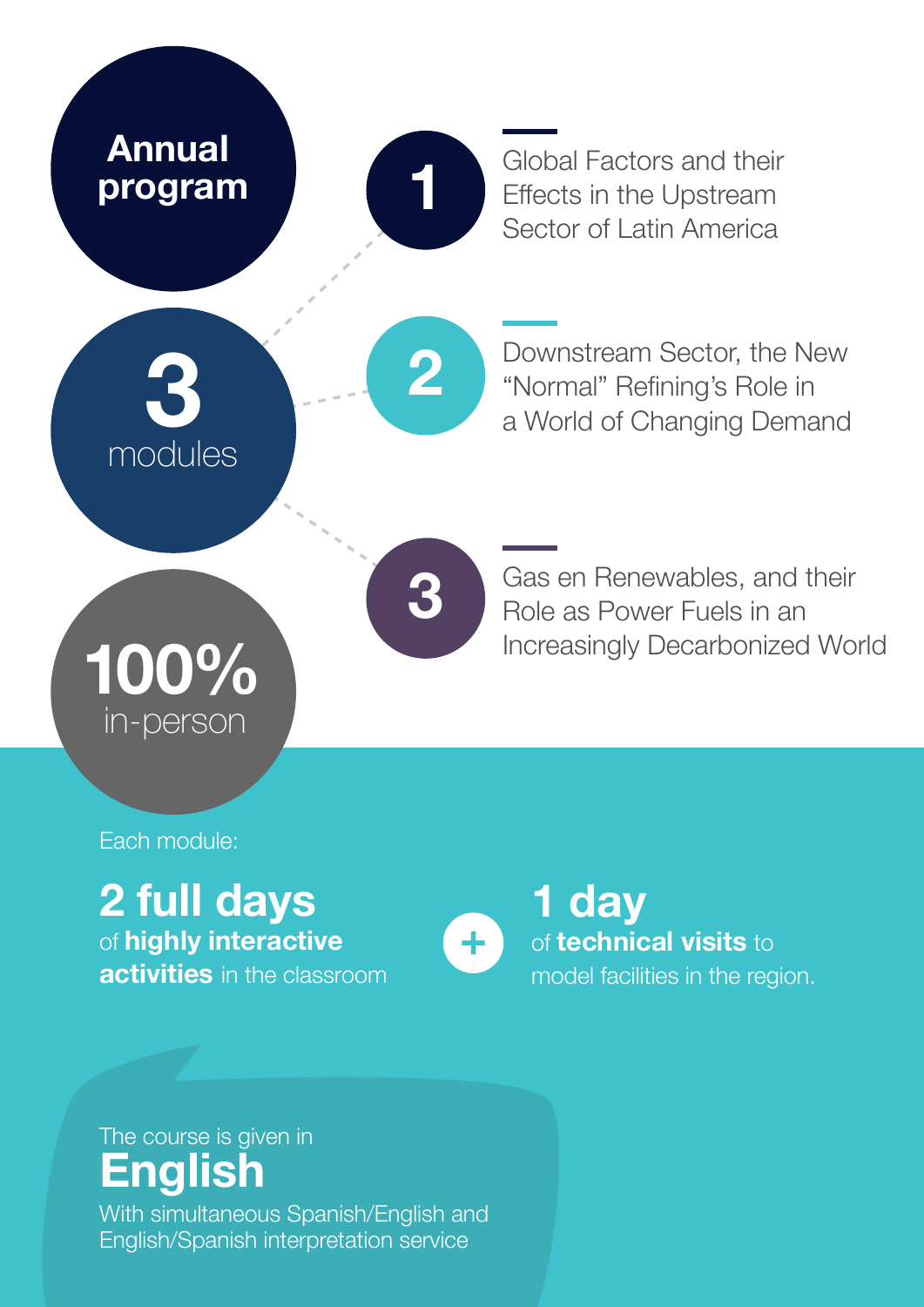## Annual program

**3** modules

1. Global Factors and their Effects in the Upstream Sector of Latin America
2. Downstream Sector, the New "Normal" Refining's Role in a World of Changing Demand
3. Gas en Renewables, and their Role as Power Fuels in an Increasingly Decarbonized World

**100%** in-person

Each module:

**2 full days** of **highly interactive activities** in the classroom

+

**1 day** of **technical visits** to model facilities in the region.

The course is given in

**English**

With simultaneous Spanish/English and English/Spanish interpretation service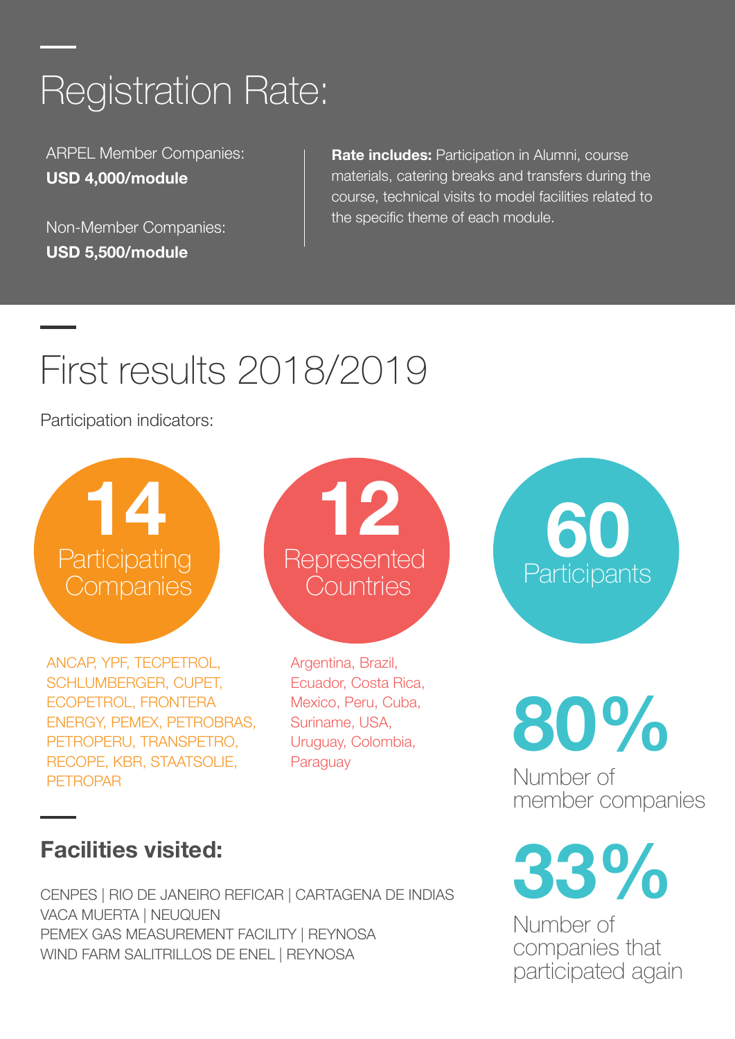## Registration Rate:

ARPEL Member Companies:
**USD 4,000/module**

Non-Member Companies:
**USD 5,500/module**

**Rate includes:** Participation in Alumni, course materials, catering breaks and transfers during the course, technical visits to model facilities related to the specific theme of each module.

## First results 2018/2019

Participation indicators:

**14** Participating Companies

ANCAP, YPF, TECPETROL, SCHLUMBERGER, CUPET, ECOPETROL, FRONTERA ENERGY, PEMEX, PETROBRAS, PETROPERU, TRANSPETRO, RECOPE, KBR, STAATSOLIE, PETROPAR

**12** Represented Countries

Argentina, Brazil, Ecuador, Costa Rica, Mexico, Peru, Cuba, Suriname, USA, Uruguay, Colombia, Paraguay

**60** Participants

**80%** Number of member companies

**33%** Number of companies that participated again

### Facilities visited:

CENPES | RIO DE JANEIRO REFICAR | CARTAGENA DE INDIAS
VACA MUERTA | NEUQUEN
PEMEX GAS MEASUREMENT FACILITY | REYNOSA
WIND FARM SALITRILLOS DE ENEL | REYNOSA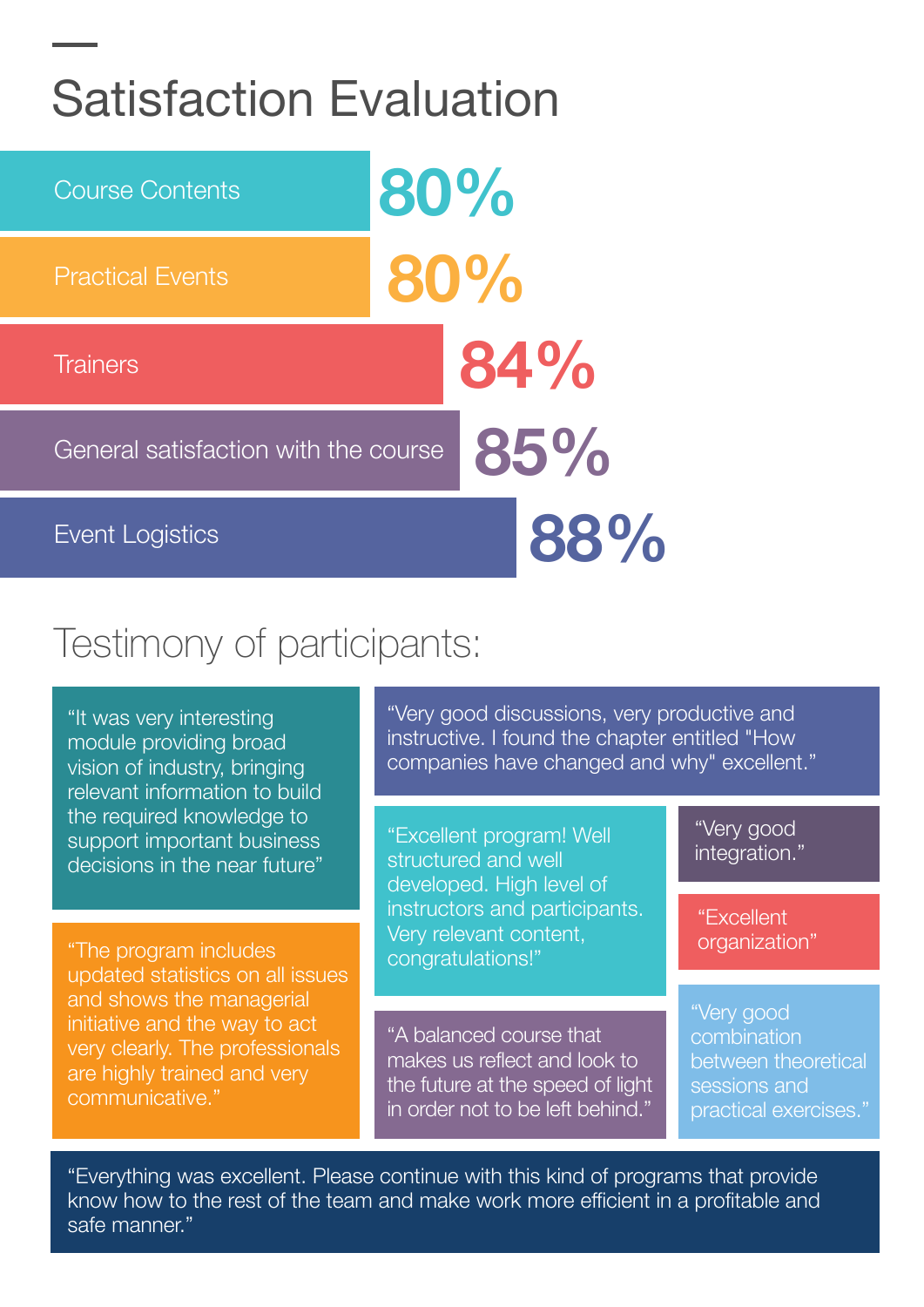# Satisfaction Evaluation

| Category | Satisfaction |
| --- | --- |
| Course Contents | 80% |
| Practical Events | 80% |
| Trainers | 84% |
| General satisfaction with the course | 85% |
| Event Logistics | 88% |

## Testimony of participants:

"It was very interesting module providing broad vision of industry, bringing relevant information to build the required knowledge to support important business decisions in the near future"

"Very good discussions, very productive and instructive. I found the chapter entitled "How companies have changed and why" excellent."

"Excellent program! Well structured and well developed. High level of instructors and participants. Very relevant content, congratulations!"

"Very good integration."

"Excellent organization"

"The program includes updated statistics on all issues and shows the managerial initiative and the way to act very clearly. The professionals are highly trained and very communicative."

"A balanced course that makes us reflect and look to the future at the speed of light in order not to be left behind."

"Very good combination between theoretical sessions and practical exercises."

"Everything was excellent. Please continue with this kind of programs that provide know how to the rest of the team and make work more efficient in a profitable and safe manner."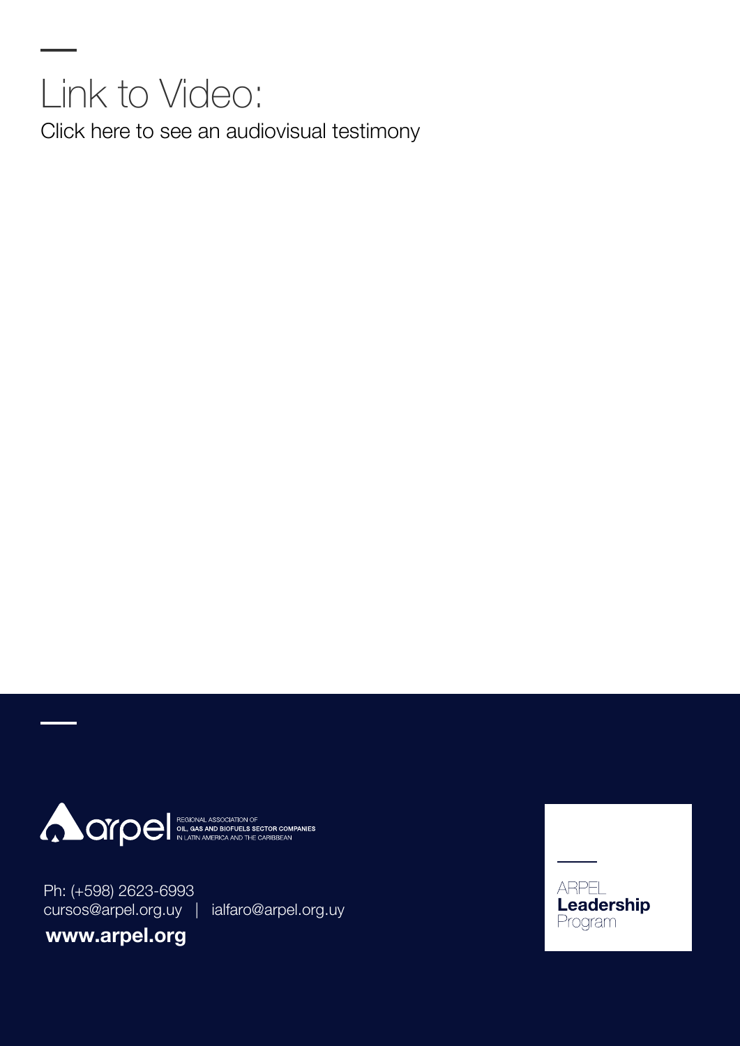# Link to Video:

Click here to see an audiovisual testimony

arpel REGIONAL ASSOCIATION OF OIL, GAS AND BIOFUELS SECTOR COMPANIES IN LATIN AMERICA AND THE CARIBBEAN

Ph: (+598) 2623-6993
cursos@arpel.org.uy | ialfaro@arpel.org.uy

**www.arpel.org**

ARPEL
**Leadership**
Program